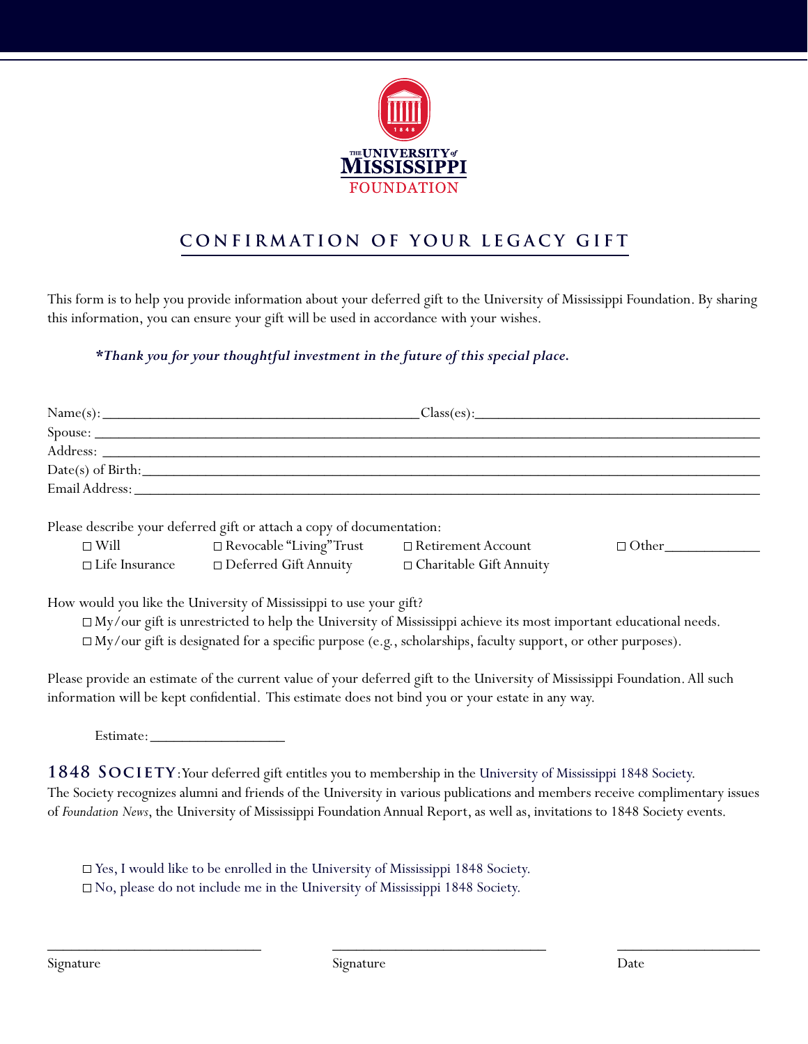THE UNIVERSITY of MISSISSIPPI
FOUNDATION

# CONFIRMATION OF YOUR LEGACY GIFT

This form is to help you provide information about your deferred gift to the University of Mississippi Foundation. By sharing this information, you can ensure your gift will be used in accordance with your wishes.

***Thank you for your thoughtful investment in the future of this special place.***

Name(s): ____________________________________________ Class(es): ________________________________________
Spouse: ________________________________________________________________________________________
Address: _______________________________________________________________________________________
Date(s) of Birth: ________________________________________________________________________________
Email Address: __________________________________________________________________________________

Please describe your deferred gift or attach a copy of documentation:

- ☐ Will
- ☐ Revocable "Living" Trust
- ☐ Retirement Account
- ☐ Other_____________
- ☐ Life Insurance
- ☐ Deferred Gift Annuity
- ☐ Charitable Gift Annuity

How would you like the University of Mississippi to use your gift?

- ☐ My/our gift is unrestricted to help the University of Mississippi achieve its most important educational needs.
- ☐ My/our gift is designated for a specific purpose (e.g., scholarships, faculty support, or other purposes).

Please provide an estimate of the current value of your deferred gift to the University of Mississippi Foundation. All such information will be kept confidential. This estimate does not bind you or your estate in any way.

Estimate: ___________________

**1848 SOCIETY**: Your deferred gift entitles you to membership in the University of Mississippi 1848 Society. The Society recognizes alumni and friends of the University in various publications and members receive complimentary issues of *Foundation News*, the University of Mississippi Foundation Annual Report, as well as, invitations to 1848 Society events.

- ☐ Yes, I would like to be enrolled in the University of Mississippi 1848 Society.
- ☐ No, please do not include me in the University of Mississippi 1848 Society.

_____________________________ _____________________________ ___________________
Signature Signature Date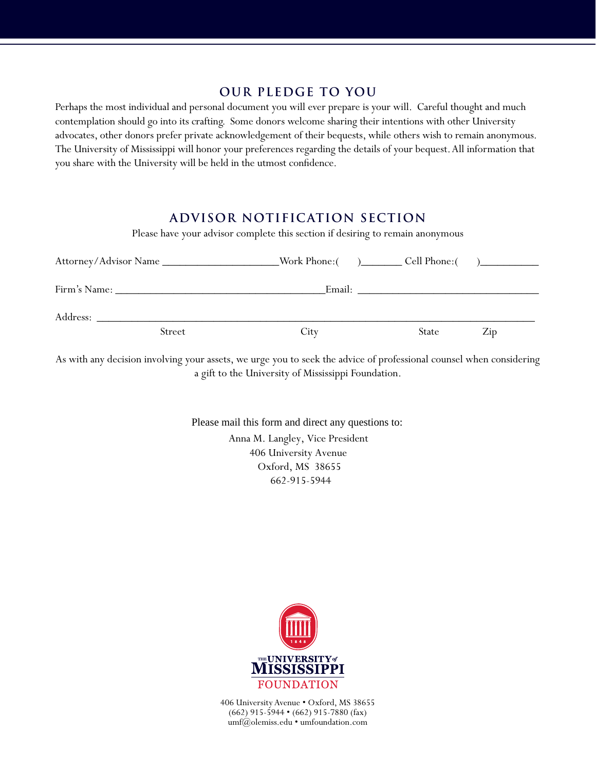## OUR PLEDGE TO YOU

Perhaps the most individual and personal document you will ever prepare is your will. Careful thought and much contemplation should go into its crafting. Some donors welcome sharing their intentions with other University advocates, other donors prefer private acknowledgement of their bequests, while others wish to remain anonymous. The University of Mississippi will honor your preferences regarding the details of your bequest. All information that you share with the University will be held in the utmost confidence.

## ADVISOR NOTIFICATION SECTION

Please have your advisor complete this section if desiring to remain anonymous

Attorney/Advisor Name ____________________Work Phone:(     )_______ Cell Phone:(     )__________

Firm's Name: ____________________________________Email: ________________________________

Address: ____________________________________________________________________________
Street                                   City                                   State                Zip

As with any decision involving your assets, we urge you to seek the advice of professional counsel when considering a gift to the University of Mississippi Foundation.

Please mail this form and direct any questions to:

Anna M. Langley, Vice President
406 University Avenue
Oxford, MS 38655
662-915-5944

THE UNIVERSITY of MISSISSIPPI
FOUNDATION

406 University Avenue • Oxford, MS 38655
(662) 915-5944 • (662) 915-7880 (fax)
umf@olemiss.edu • umfoundation.com